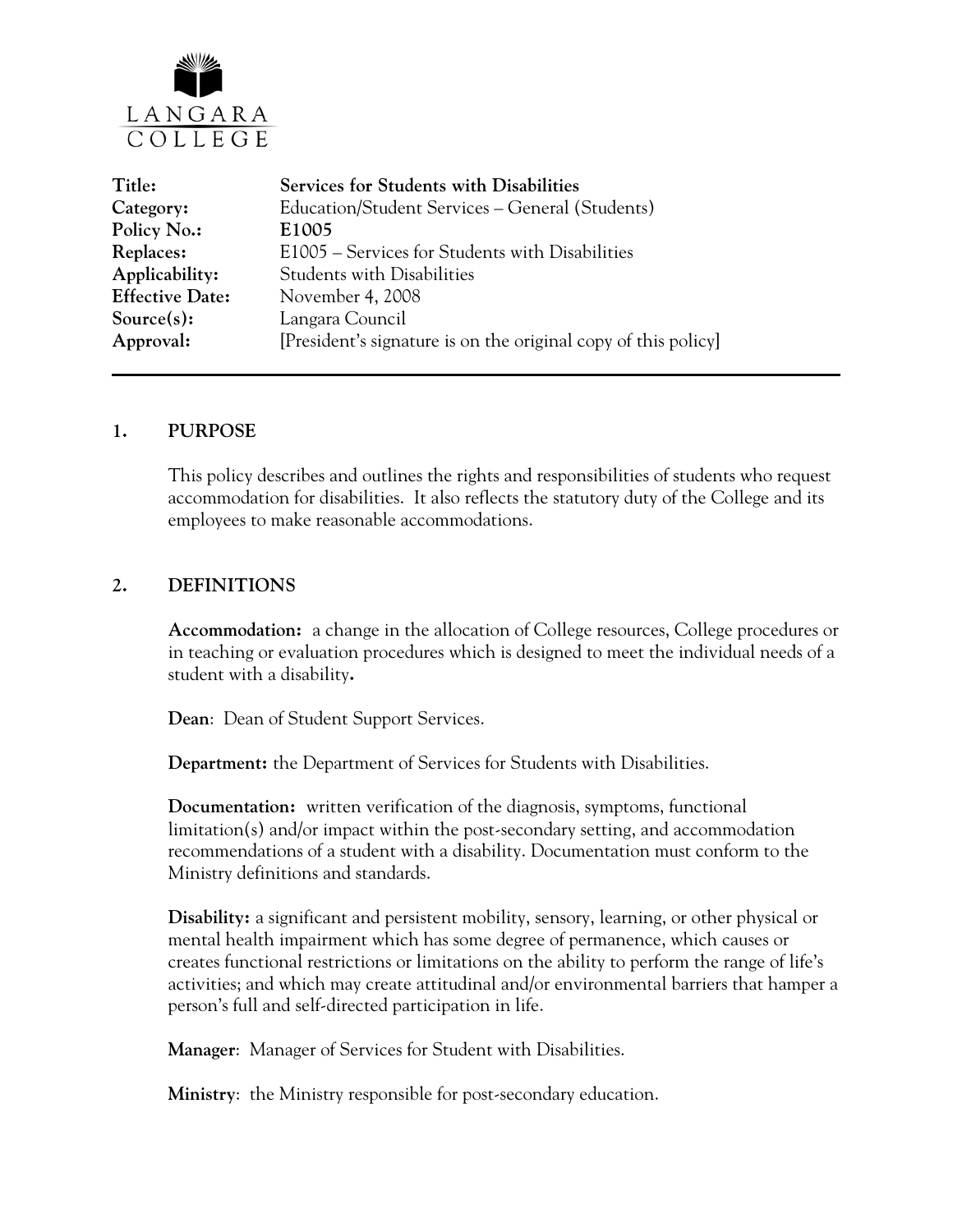LANGARA COLLEGE

| | |
|---|---|
| **Title:** | **Services for Students with Disabilities** |
| **Category:** | Education/Student Services – General (Students) |
| **Policy No.:** | **E1005** |
| **Replaces:** | E1005 – Services for Students with Disabilities |
| **Applicability:** | Students with Disabilities |
| **Effective Date:** | November 4, 2008 |
| **Source(s):** | Langara Council |
| **Approval:** | [President's signature is on the original copy of this policy] |

## 1. PURPOSE

This policy describes and outlines the rights and responsibilities of students who request accommodation for disabilities. It also reflects the statutory duty of the College and its employees to make reasonable accommodations.

## 2. DEFINITIONS

**Accommodation:** a change in the allocation of College resources, College procedures or in teaching or evaluation procedures which is designed to meet the individual needs of a student with a disability**.**

**Dean**: Dean of Student Support Services.

**Department:** the Department of Services for Students with Disabilities.

**Documentation:** written verification of the diagnosis, symptoms, functional limitation(s) and/or impact within the post-secondary setting, and accommodation recommendations of a student with a disability. Documentation must conform to the Ministry definitions and standards.

**Disability:** a significant and persistent mobility, sensory, learning, or other physical or mental health impairment which has some degree of permanence, which causes or creates functional restrictions or limitations on the ability to perform the range of life's activities; and which may create attitudinal and/or environmental barriers that hamper a person's full and self-directed participation in life.

**Manager**: Manager of Services for Student with Disabilities.

**Ministry**: the Ministry responsible for post-secondary education.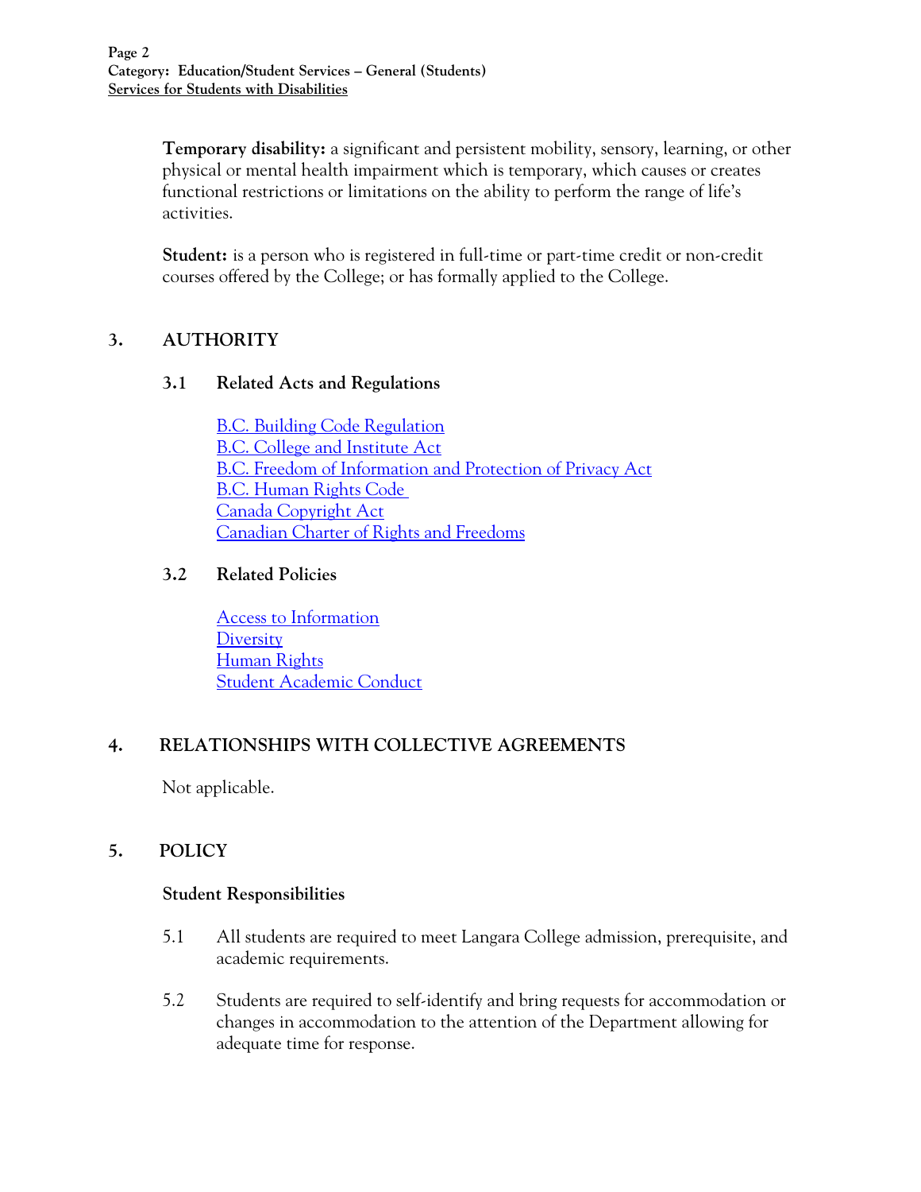**Temporary disability:** a significant and persistent mobility, sensory, learning, or other physical or mental health impairment which is temporary, which causes or creates functional restrictions or limitations on the ability to perform the range of life's activities.

**Student:** is a person who is registered in full-time or part-time credit or non-credit courses offered by the College; or has formally applied to the College.

## 3. AUTHORITY

### 3.1 Related Acts and Regulations

B.C. Building Code Regulation
B.C. College and Institute Act
B.C. Freedom of Information and Protection of Privacy Act
B.C. Human Rights Code
Canada Copyright Act
Canadian Charter of Rights and Freedoms

### 3.2 Related Policies

Access to Information
Diversity
Human Rights
Student Academic Conduct

## 4. RELATIONSHIPS WITH COLLECTIVE AGREEMENTS

Not applicable.

## 5. POLICY

### Student Responsibilities

5.1 All students are required to meet Langara College admission, prerequisite, and academic requirements.

5.2 Students are required to self-identify and bring requests for accommodation or changes in accommodation to the attention of the Department allowing for adequate time for response.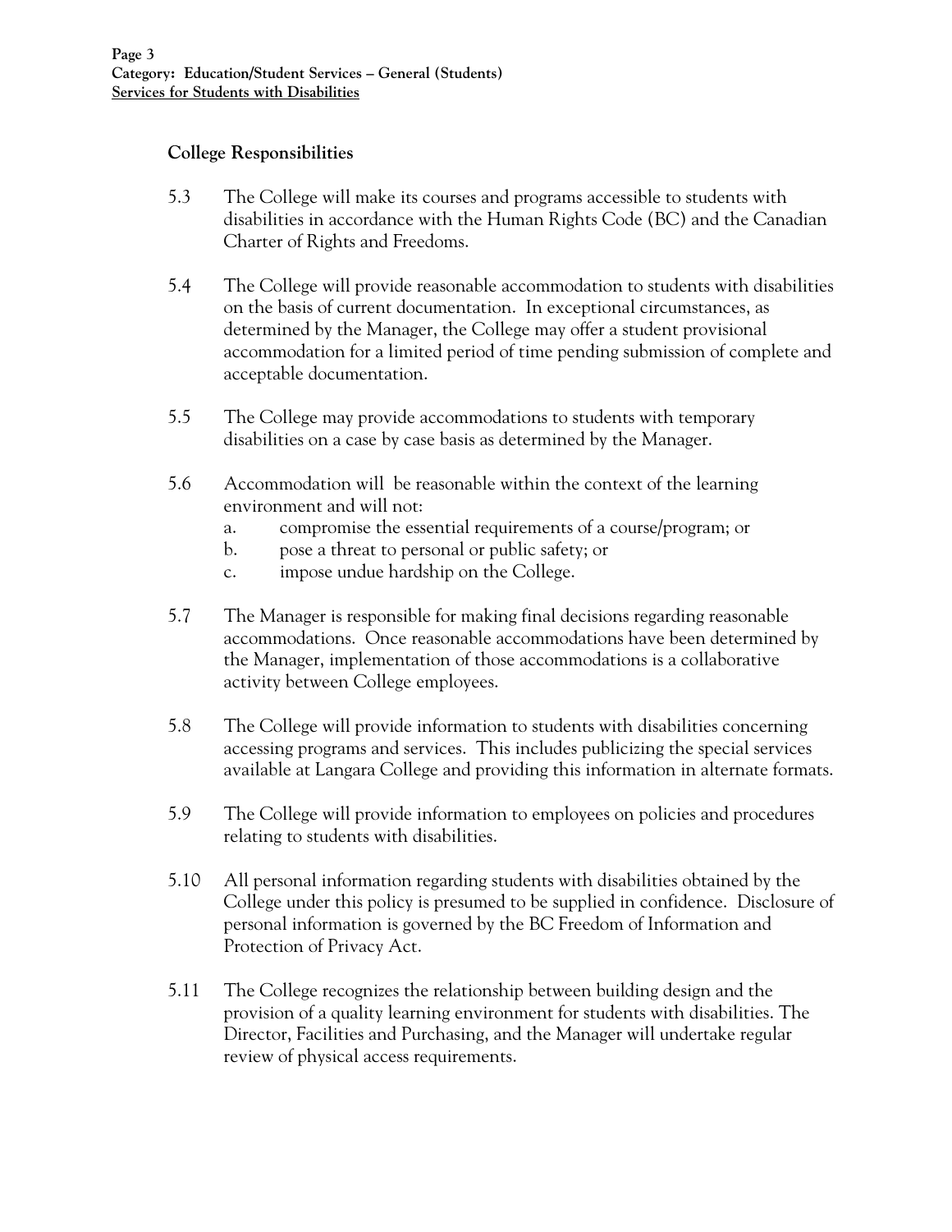## College Responsibilities

5.3 The College will make its courses and programs accessible to students with disabilities in accordance with the Human Rights Code (BC) and the Canadian Charter of Rights and Freedoms.

5.4 The College will provide reasonable accommodation to students with disabilities on the basis of current documentation. In exceptional circumstances, as determined by the Manager, the College may offer a student provisional accommodation for a limited period of time pending submission of complete and acceptable documentation.

5.5 The College may provide accommodations to students with temporary disabilities on a case by case basis as determined by the Manager.

5.6 Accommodation will be reasonable within the context of the learning environment and will not:

a. compromise the essential requirements of a course/program; or
b. pose a threat to personal or public safety; or
c. impose undue hardship on the College.

5.7 The Manager is responsible for making final decisions regarding reasonable accommodations. Once reasonable accommodations have been determined by the Manager, implementation of those accommodations is a collaborative activity between College employees.

5.8 The College will provide information to students with disabilities concerning accessing programs and services. This includes publicizing the special services available at Langara College and providing this information in alternate formats.

5.9 The College will provide information to employees on policies and procedures relating to students with disabilities.

5.10 All personal information regarding students with disabilities obtained by the College under this policy is presumed to be supplied in confidence. Disclosure of personal information is governed by the BC Freedom of Information and Protection of Privacy Act.

5.11 The College recognizes the relationship between building design and the provision of a quality learning environment for students with disabilities. The Director, Facilities and Purchasing, and the Manager will undertake regular review of physical access requirements.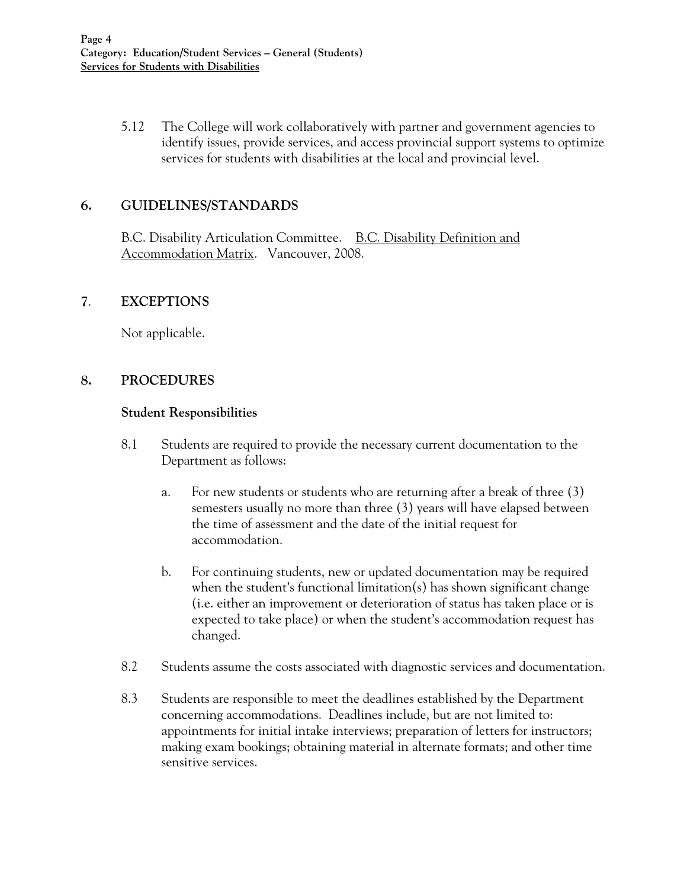5.12 The College will work collaboratively with partner and government agencies to identify issues, provide services, and access provincial support systems to optimize services for students with disabilities at the local and provincial level.

## 6. GUIDELINES/STANDARDS

B.C. Disability Articulation Committee. B.C. Disability Definition and Accommodation Matrix. Vancouver, 2008.

## 7. EXCEPTIONS

Not applicable.

## 8. PROCEDURES

### Student Responsibilities

8.1 Students are required to provide the necessary current documentation to the Department as follows:

a. For new students or students who are returning after a break of three (3) semesters usually no more than three (3) years will have elapsed between the time of assessment and the date of the initial request for accommodation.

b. For continuing students, new or updated documentation may be required when the student's functional limitation(s) has shown significant change (i.e. either an improvement or deterioration of status has taken place or is expected to take place) or when the student's accommodation request has changed.

8.2 Students assume the costs associated with diagnostic services and documentation.

8.3 Students are responsible to meet the deadlines established by the Department concerning accommodations. Deadlines include, but are not limited to: appointments for initial intake interviews; preparation of letters for instructors; making exam bookings; obtaining material in alternate formats; and other time sensitive services.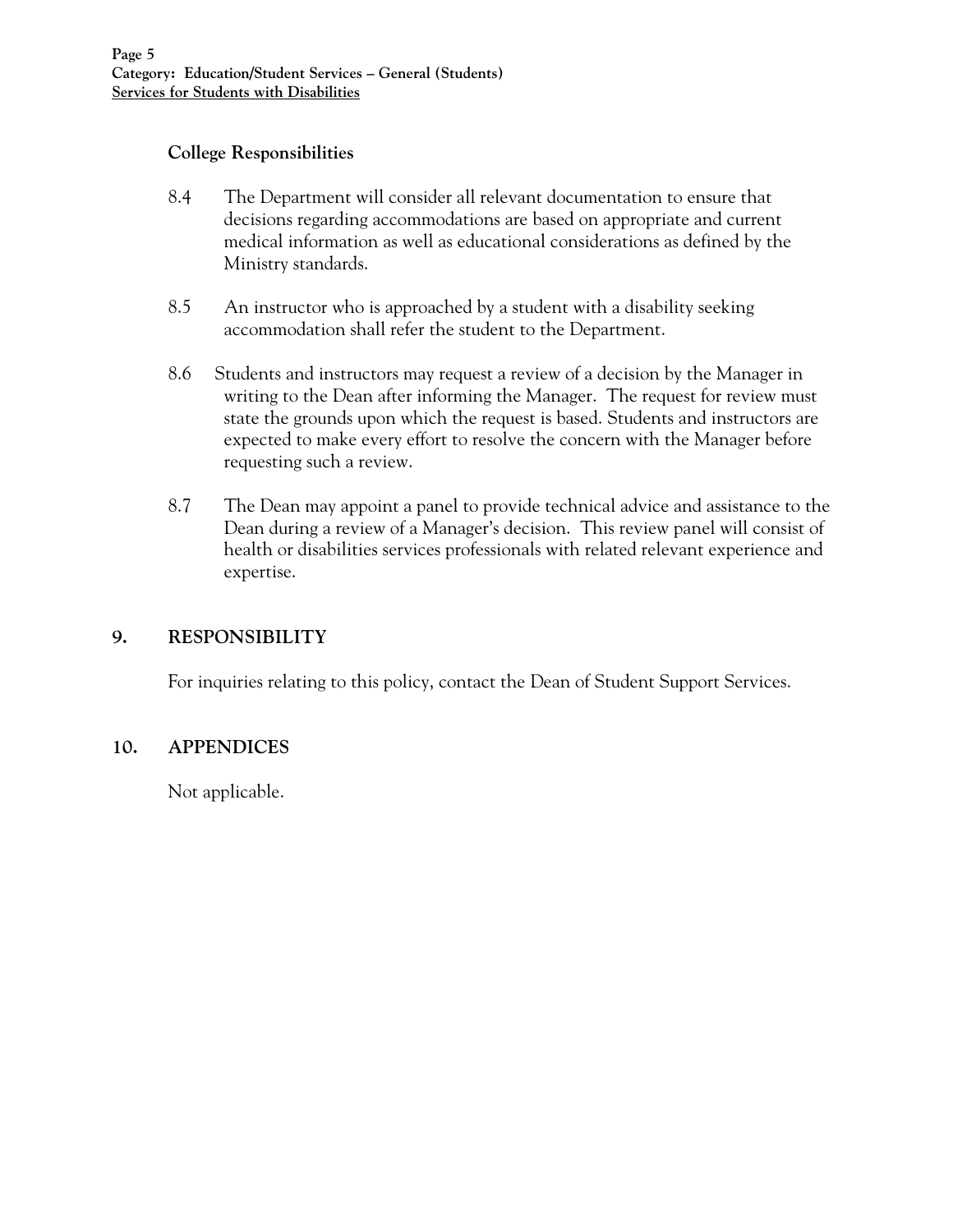### College Responsibilities

8.4 The Department will consider all relevant documentation to ensure that decisions regarding accommodations are based on appropriate and current medical information as well as educational considerations as defined by the Ministry standards.

8.5 An instructor who is approached by a student with a disability seeking accommodation shall refer the student to the Department.

8.6 Students and instructors may request a review of a decision by the Manager in writing to the Dean after informing the Manager. The request for review must state the grounds upon which the request is based. Students and instructors are expected to make every effort to resolve the concern with the Manager before requesting such a review.

8.7 The Dean may appoint a panel to provide technical advice and assistance to the Dean during a review of a Manager's decision. This review panel will consist of health or disabilities services professionals with related relevant experience and expertise.

## 9. RESPONSIBILITY

For inquiries relating to this policy, contact the Dean of Student Support Services.

## 10. APPENDICES

Not applicable.